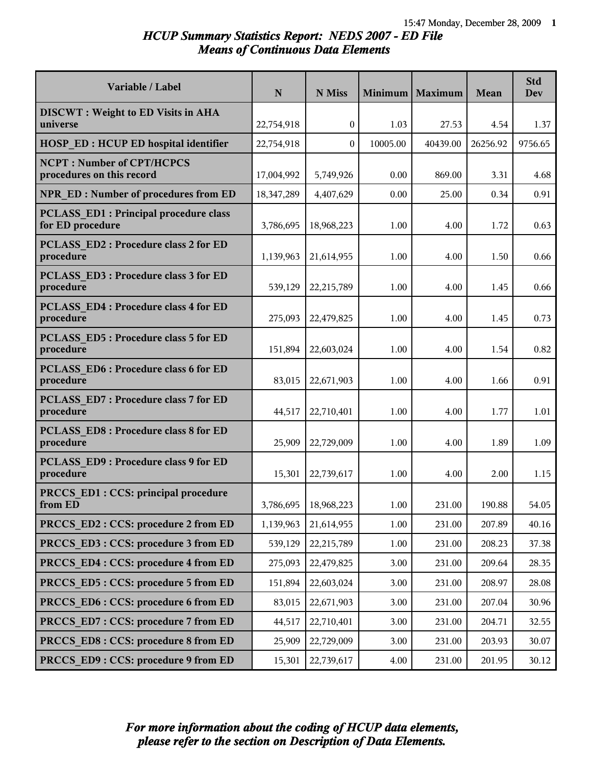# HCUP Summary Statistics Report: NEDS 2007 - ED File
## Means of Continuous Data Elements

| Variable / Label | N | N Miss | Minimum | Maximum | Mean | Std Dev |
|---|---|---|---|---|---|---|
| **DISCWT : Weight to ED Visits in AHA universe** | 22,754,918 | 0 | 1.03 | 27.53 | 4.54 | 1.37 |
| **HOSP_ED : HCUP ED hospital identifier** | 22,754,918 | 0 | 10005.00 | 40439.00 | 26256.92 | 9756.65 |
| **NCPT : Number of CPT/HCPCS procedures on this record** | 17,004,992 | 5,749,926 | 0.00 | 869.00 | 3.31 | 4.68 |
| **NPR_ED : Number of procedures from ED** | 18,347,289 | 4,407,629 | 0.00 | 25.00 | 0.34 | 0.91 |
| **PCLASS_ED1 : Principal procedure class for ED procedure** | 3,786,695 | 18,968,223 | 1.00 | 4.00 | 1.72 | 0.63 |
| **PCLASS_ED2 : Procedure class 2 for ED procedure** | 1,139,963 | 21,614,955 | 1.00 | 4.00 | 1.50 | 0.66 |
| **PCLASS_ED3 : Procedure class 3 for ED procedure** | 539,129 | 22,215,789 | 1.00 | 4.00 | 1.45 | 0.66 |
| **PCLASS_ED4 : Procedure class 4 for ED procedure** | 275,093 | 22,479,825 | 1.00 | 4.00 | 1.45 | 0.73 |
| **PCLASS_ED5 : Procedure class 5 for ED procedure** | 151,894 | 22,603,024 | 1.00 | 4.00 | 1.54 | 0.82 |
| **PCLASS_ED6 : Procedure class 6 for ED procedure** | 83,015 | 22,671,903 | 1.00 | 4.00 | 1.66 | 0.91 |
| **PCLASS_ED7 : Procedure class 7 for ED procedure** | 44,517 | 22,710,401 | 1.00 | 4.00 | 1.77 | 1.01 |
| **PCLASS_ED8 : Procedure class 8 for ED procedure** | 25,909 | 22,729,009 | 1.00 | 4.00 | 1.89 | 1.09 |
| **PCLASS_ED9 : Procedure class 9 for ED procedure** | 15,301 | 22,739,617 | 1.00 | 4.00 | 2.00 | 1.15 |
| **PRCCS_ED1 : CCS: principal procedure from ED** | 3,786,695 | 18,968,223 | 1.00 | 231.00 | 190.88 | 54.05 |
| **PRCCS_ED2 : CCS: procedure 2 from ED** | 1,139,963 | 21,614,955 | 1.00 | 231.00 | 207.89 | 40.16 |
| **PRCCS_ED3 : CCS: procedure 3 from ED** | 539,129 | 22,215,789 | 1.00 | 231.00 | 208.23 | 37.38 |
| **PRCCS_ED4 : CCS: procedure 4 from ED** | 275,093 | 22,479,825 | 3.00 | 231.00 | 209.64 | 28.35 |
| **PRCCS_ED5 : CCS: procedure 5 from ED** | 151,894 | 22,603,024 | 3.00 | 231.00 | 208.97 | 28.08 |
| **PRCCS_ED6 : CCS: procedure 6 from ED** | 83,015 | 22,671,903 | 3.00 | 231.00 | 207.04 | 30.96 |
| **PRCCS_ED7 : CCS: procedure 7 from ED** | 44,517 | 22,710,401 | 3.00 | 231.00 | 204.71 | 32.55 |
| **PRCCS_ED8 : CCS: procedure 8 from ED** | 25,909 | 22,729,009 | 3.00 | 231.00 | 203.93 | 30.07 |
| **PRCCS_ED9 : CCS: procedure 9 from ED** | 15,301 | 22,739,617 | 4.00 | 231.00 | 201.95 | 30.12 |

***For more information about the coding of HCUP data elements, please refer to the section on Description of Data Elements.***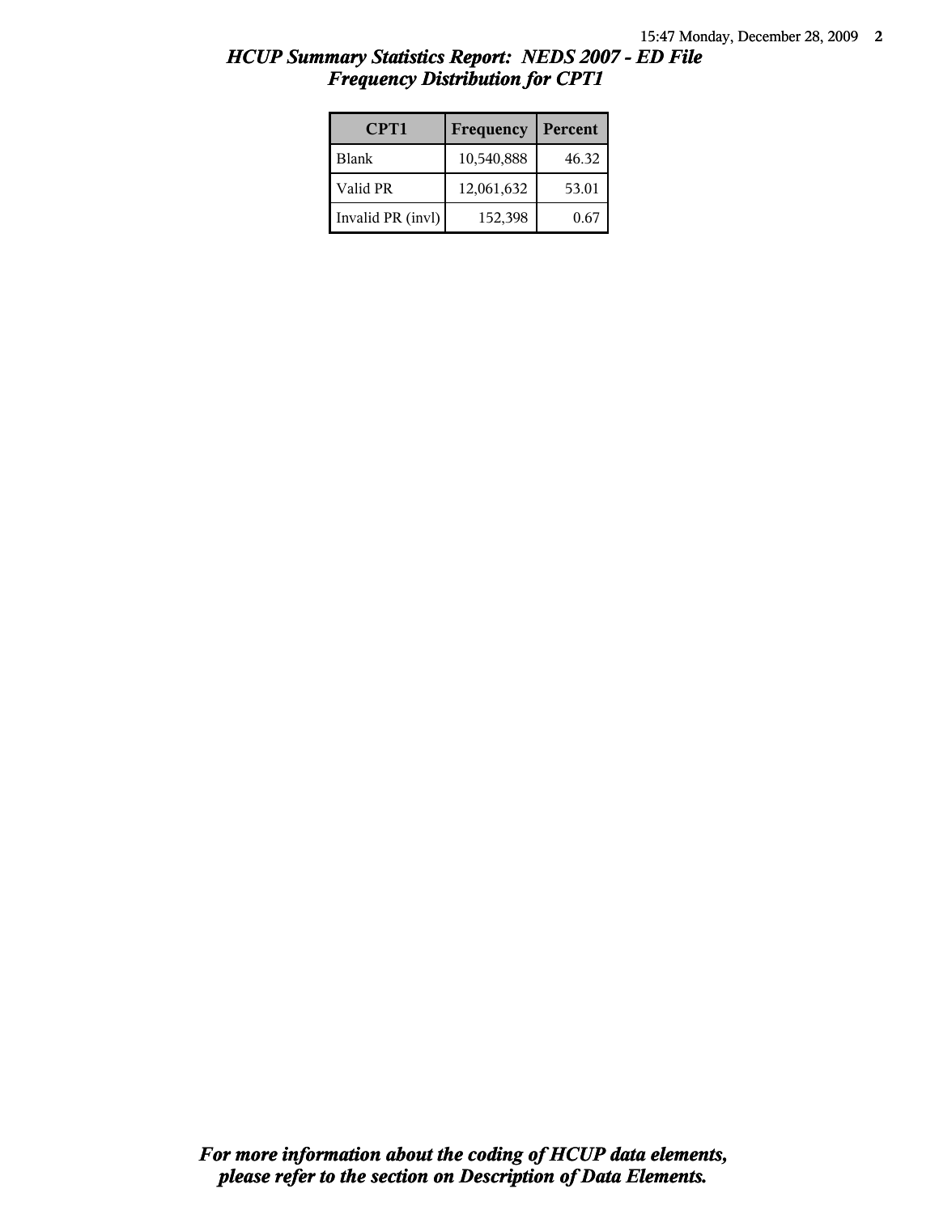# *HCUP Summary Statistics Report: NEDS 2007 - ED File*
## *Frequency Distribution for CPT1*

| CPT1 | Frequency | Percent |
|---|---|---|
| Blank | 10,540,888 | 46.32 |
| Valid PR | 12,061,632 | 53.01 |
| Invalid PR (invl) | 152,398 | 0.67 |

***For more information about the coding of HCUP data elements, please refer to the section on Description of Data Elements.***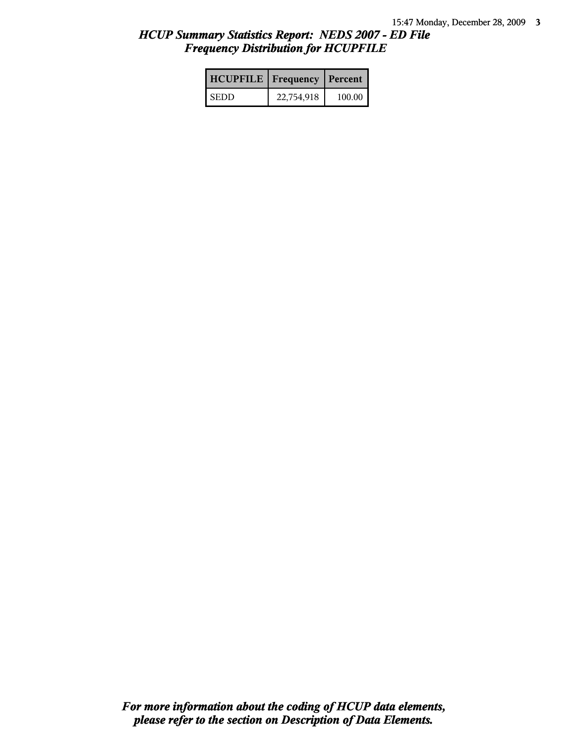*HCUP Summary Statistics Report: NEDS 2007 - ED File*
*Frequency Distribution for HCUPFILE*

| HCUPFILE | Frequency | Percent |
| --- | --- | --- |
| SEDD | 22,754,918 | 100.00 |

***For more information about the coding of HCUP data elements, please refer to the section on Description of Data Elements.***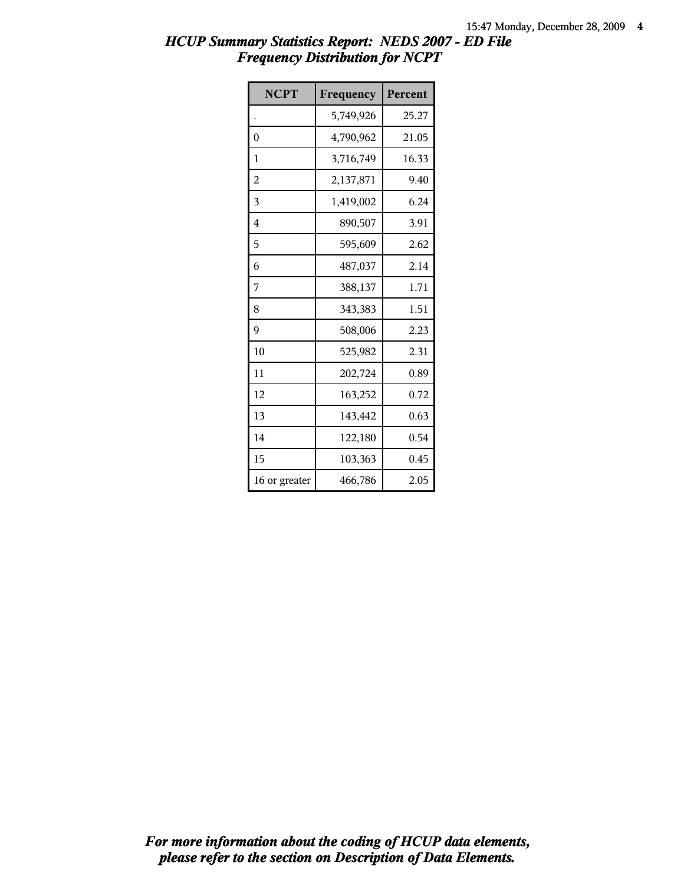## *HCUP Summary Statistics Report: NEDS 2007 - ED File*
## *Frequency Distribution for NCPT*

| NCPT | Frequency | Percent |
|---|---|---|
| . | 5,749,926 | 25.27 |
| 0 | 4,790,962 | 21.05 |
| 1 | 3,716,749 | 16.33 |
| 2 | 2,137,871 | 9.40 |
| 3 | 1,419,002 | 6.24 |
| 4 | 890,507 | 3.91 |
| 5 | 595,609 | 2.62 |
| 6 | 487,037 | 2.14 |
| 7 | 388,137 | 1.71 |
| 8 | 343,383 | 1.51 |
| 9 | 508,006 | 2.23 |
| 10 | 525,982 | 2.31 |
| 11 | 202,724 | 0.89 |
| 12 | 163,252 | 0.72 |
| 13 | 143,442 | 0.63 |
| 14 | 122,180 | 0.54 |
| 15 | 103,363 | 0.45 |
| 16 or greater | 466,786 | 2.05 |

***For more information about the coding of HCUP data elements, please refer to the section on Description of Data Elements.***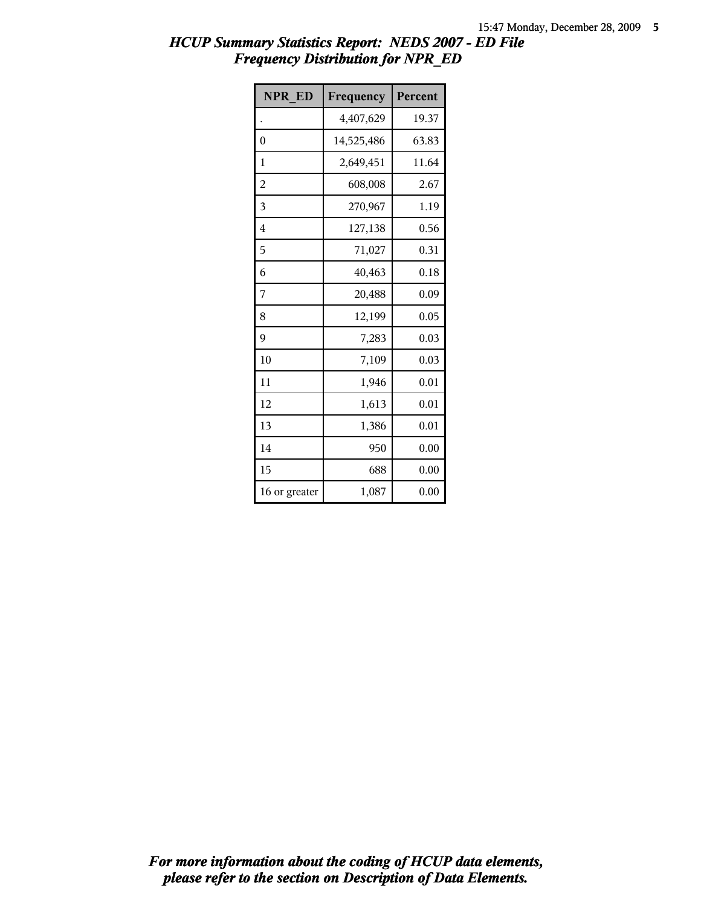# HCUP Summary Statistics Report: NEDS 2007 - ED File
## Frequency Distribution for NPR_ED

| NPR_ED | Frequency | Percent |
|---|---|---|
| . | 4,407,629 | 19.37 |
| 0 | 14,525,486 | 63.83 |
| 1 | 2,649,451 | 11.64 |
| 2 | 608,008 | 2.67 |
| 3 | 270,967 | 1.19 |
| 4 | 127,138 | 0.56 |
| 5 | 71,027 | 0.31 |
| 6 | 40,463 | 0.18 |
| 7 | 20,488 | 0.09 |
| 8 | 12,199 | 0.05 |
| 9 | 7,283 | 0.03 |
| 10 | 7,109 | 0.03 |
| 11 | 1,946 | 0.01 |
| 12 | 1,613 | 0.01 |
| 13 | 1,386 | 0.01 |
| 14 | 950 | 0.00 |
| 15 | 688 | 0.00 |
| 16 or greater | 1,087 | 0.00 |

*For more information about the coding of HCUP data elements, please refer to the section on Description of Data Elements.*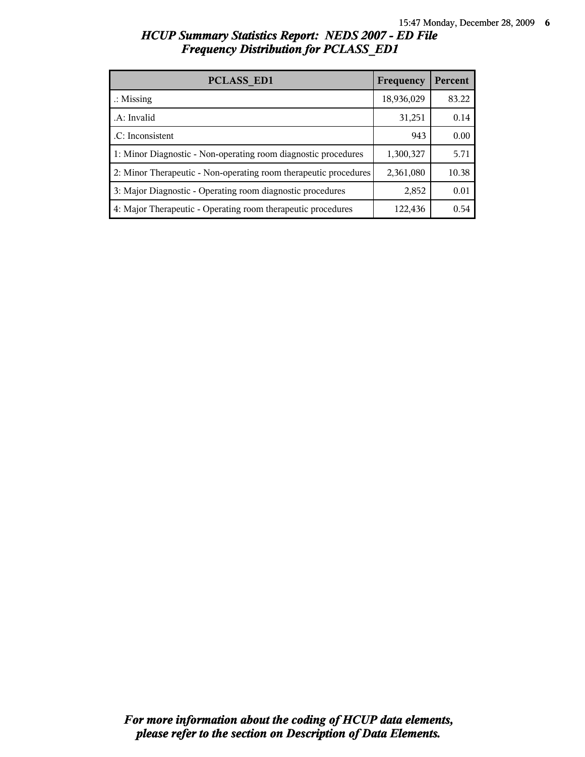# HCUP Summary Statistics Report: NEDS 2007 - ED File
## Frequency Distribution for PCLASS_ED1

| PCLASS_ED1 | Frequency | Percent |
|---|---|---|
| .: Missing | 18,936,029 | 83.22 |
| .A: Invalid | 31,251 | 0.14 |
| .C: Inconsistent | 943 | 0.00 |
| 1: Minor Diagnostic - Non-operating room diagnostic procedures | 1,300,327 | 5.71 |
| 2: Minor Therapeutic - Non-operating room therapeutic procedures | 2,361,080 | 10.38 |
| 3: Major Diagnostic - Operating room diagnostic procedures | 2,852 | 0.01 |
| 4: Major Therapeutic - Operating room therapeutic procedures | 122,436 | 0.54 |

*For more information about the coding of HCUP data elements, please refer to the section on Description of Data Elements.*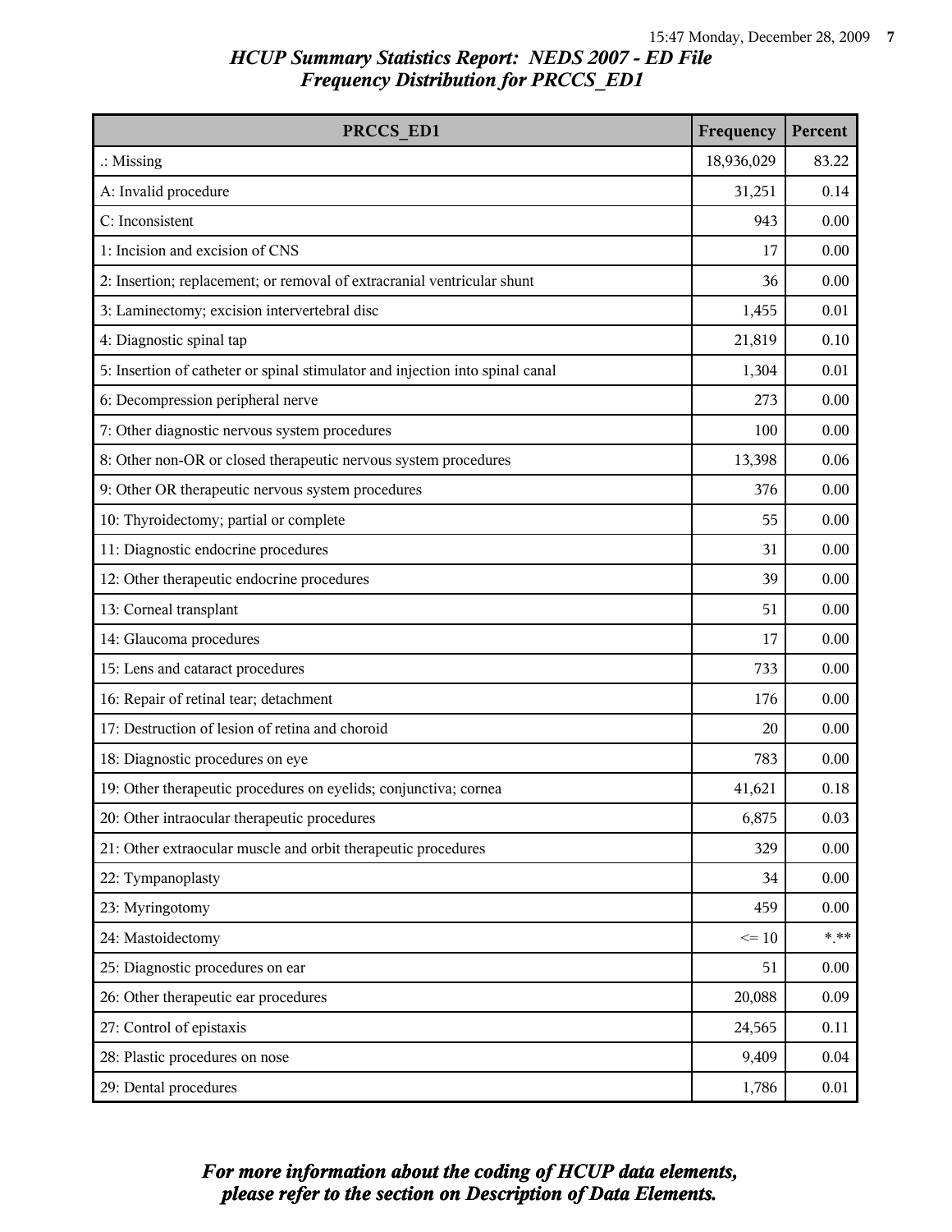## *HCUP Summary Statistics Report: NEDS 2007 - ED File*
## *Frequency Distribution for PRCCS_ED1*

| PRCCS_ED1 | Frequency | Percent |
|---|---|---|
| .: Missing | 18,936,029 | 83.22 |
| A: Invalid procedure | 31,251 | 0.14 |
| C: Inconsistent | 943 | 0.00 |
| 1: Incision and excision of CNS | 17 | 0.00 |
| 2: Insertion; replacement; or removal of extracranial ventricular shunt | 36 | 0.00 |
| 3: Laminectomy; excision intervertebral disc | 1,455 | 0.01 |
| 4: Diagnostic spinal tap | 21,819 | 0.10 |
| 5: Insertion of catheter or spinal stimulator and injection into spinal canal | 1,304 | 0.01 |
| 6: Decompression peripheral nerve | 273 | 0.00 |
| 7: Other diagnostic nervous system procedures | 100 | 0.00 |
| 8: Other non-OR or closed therapeutic nervous system procedures | 13,398 | 0.06 |
| 9: Other OR therapeutic nervous system procedures | 376 | 0.00 |
| 10: Thyroidectomy; partial or complete | 55 | 0.00 |
| 11: Diagnostic endocrine procedures | 31 | 0.00 |
| 12: Other therapeutic endocrine procedures | 39 | 0.00 |
| 13: Corneal transplant | 51 | 0.00 |
| 14: Glaucoma procedures | 17 | 0.00 |
| 15: Lens and cataract procedures | 733 | 0.00 |
| 16: Repair of retinal tear; detachment | 176 | 0.00 |
| 17: Destruction of lesion of retina and choroid | 20 | 0.00 |
| 18: Diagnostic procedures on eye | 783 | 0.00 |
| 19: Other therapeutic procedures on eyelids; conjunctiva; cornea | 41,621 | 0.18 |
| 20: Other intraocular therapeutic procedures | 6,875 | 0.03 |
| 21: Other extraocular muscle and orbit therapeutic procedures | 329 | 0.00 |
| 22: Tympanoplasty | 34 | 0.00 |
| 23: Myringotomy | 459 | 0.00 |
| 24: Mastoidectomy | <= 10 | *.** |
| 25: Diagnostic procedures on ear | 51 | 0.00 |
| 26: Other therapeutic ear procedures | 20,088 | 0.09 |
| 27: Control of epistaxis | 24,565 | 0.11 |
| 28: Plastic procedures on nose | 9,409 | 0.04 |
| 29: Dental procedures | 1,786 | 0.01 |

***For more information about the coding of HCUP data elements, please refer to the section on Description of Data Elements.***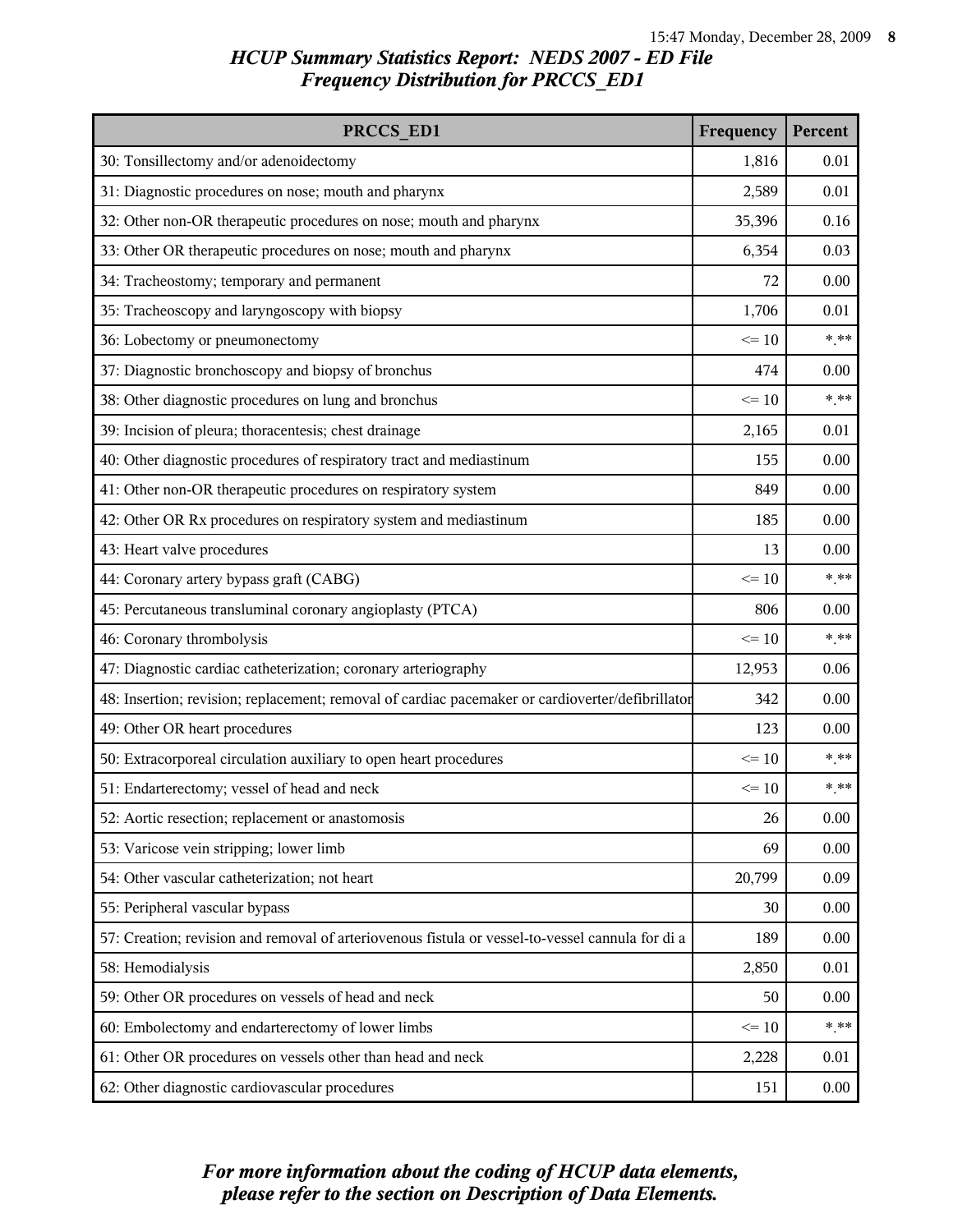## HCUP Summary Statistics Report: NEDS 2007 - ED File
## Frequency Distribution for PRCCS_ED1

| PRCCS_ED1 | Frequency | Percent |
|---|---|---|
| 30: Tonsillectomy and/or adenoidectomy | 1,816 | 0.01 |
| 31: Diagnostic procedures on nose; mouth and pharynx | 2,589 | 0.01 |
| 32: Other non-OR therapeutic procedures on nose; mouth and pharynx | 35,396 | 0.16 |
| 33: Other OR therapeutic procedures on nose; mouth and pharynx | 6,354 | 0.03 |
| 34: Tracheostomy; temporary and permanent | 72 | 0.00 |
| 35: Tracheoscopy and laryngoscopy with biopsy | 1,706 | 0.01 |
| 36: Lobectomy or pneumonectomy | <= 10 | *.** |
| 37: Diagnostic bronchoscopy and biopsy of bronchus | 474 | 0.00 |
| 38: Other diagnostic procedures on lung and bronchus | <= 10 | *.** |
| 39: Incision of pleura; thoracentesis; chest drainage | 2,165 | 0.01 |
| 40: Other diagnostic procedures of respiratory tract and mediastinum | 155 | 0.00 |
| 41: Other non-OR therapeutic procedures on respiratory system | 849 | 0.00 |
| 42: Other OR Rx procedures on respiratory system and mediastinum | 185 | 0.00 |
| 43: Heart valve procedures | 13 | 0.00 |
| 44: Coronary artery bypass graft (CABG) | <= 10 | *.** |
| 45: Percutaneous transluminal coronary angioplasty (PTCA) | 806 | 0.00 |
| 46: Coronary thrombolysis | <= 10 | *.** |
| 47: Diagnostic cardiac catheterization; coronary arteriography | 12,953 | 0.06 |
| 48: Insertion; revision; replacement; removal of cardiac pacemaker or cardioverter/defibrillator | 342 | 0.00 |
| 49: Other OR heart procedures | 123 | 0.00 |
| 50: Extracorporeal circulation auxiliary to open heart procedures | <= 10 | *.** |
| 51: Endarterectomy; vessel of head and neck | <= 10 | *.** |
| 52: Aortic resection; replacement or anastomosis | 26 | 0.00 |
| 53: Varicose vein stripping; lower limb | 69 | 0.00 |
| 54: Other vascular catheterization; not heart | 20,799 | 0.09 |
| 55: Peripheral vascular bypass | 30 | 0.00 |
| 57: Creation; revision and removal of arteriovenous fistula or vessel-to-vessel cannula for di a | 189 | 0.00 |
| 58: Hemodialysis | 2,850 | 0.01 |
| 59: Other OR procedures on vessels of head and neck | 50 | 0.00 |
| 60: Embolectomy and endarterectomy of lower limbs | <= 10 | *.** |
| 61: Other OR procedures on vessels other than head and neck | 2,228 | 0.01 |
| 62: Other diagnostic cardiovascular procedures | 151 | 0.00 |

*For more information about the coding of HCUP data elements, please refer to the section on Description of Data Elements.*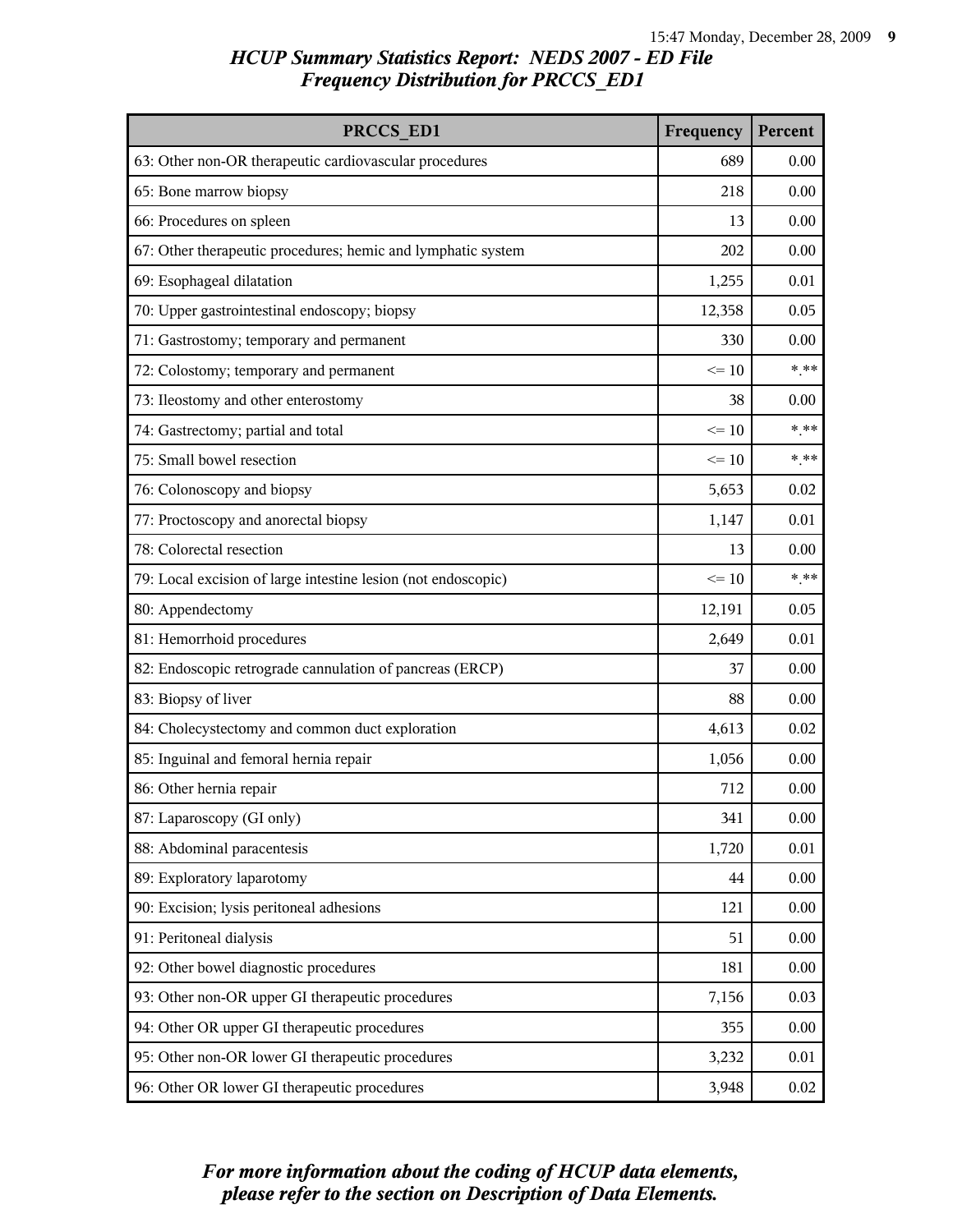## HCUP Summary Statistics Report: NEDS 2007 - ED File
## Frequency Distribution for PRCCS_ED1

| PRCCS_ED1 | Frequency | Percent |
|---|---|---|
| 63: Other non-OR therapeutic cardiovascular procedures | 689 | 0.00 |
| 65: Bone marrow biopsy | 218 | 0.00 |
| 66: Procedures on spleen | 13 | 0.00 |
| 67: Other therapeutic procedures; hemic and lymphatic system | 202 | 0.00 |
| 69: Esophageal dilatation | 1,255 | 0.01 |
| 70: Upper gastrointestinal endoscopy; biopsy | 12,358 | 0.05 |
| 71: Gastrostomy; temporary and permanent | 330 | 0.00 |
| 72: Colostomy; temporary and permanent | <= 10 | *.** |
| 73: Ileostomy and other enterostomy | 38 | 0.00 |
| 74: Gastrectomy; partial and total | <= 10 | *.** |
| 75: Small bowel resection | <= 10 | *.** |
| 76: Colonoscopy and biopsy | 5,653 | 0.02 |
| 77: Proctoscopy and anorectal biopsy | 1,147 | 0.01 |
| 78: Colorectal resection | 13 | 0.00 |
| 79: Local excision of large intestine lesion (not endoscopic) | <= 10 | *.** |
| 80: Appendectomy | 12,191 | 0.05 |
| 81: Hemorrhoid procedures | 2,649 | 0.01 |
| 82: Endoscopic retrograde cannulation of pancreas (ERCP) | 37 | 0.00 |
| 83: Biopsy of liver | 88 | 0.00 |
| 84: Cholecystectomy and common duct exploration | 4,613 | 0.02 |
| 85: Inguinal and femoral hernia repair | 1,056 | 0.00 |
| 86: Other hernia repair | 712 | 0.00 |
| 87: Laparoscopy (GI only) | 341 | 0.00 |
| 88: Abdominal paracentesis | 1,720 | 0.01 |
| 89: Exploratory laparotomy | 44 | 0.00 |
| 90: Excision; lysis peritoneal adhesions | 121 | 0.00 |
| 91: Peritoneal dialysis | 51 | 0.00 |
| 92: Other bowel diagnostic procedures | 181 | 0.00 |
| 93: Other non-OR upper GI therapeutic procedures | 7,156 | 0.03 |
| 94: Other OR upper GI therapeutic procedures | 355 | 0.00 |
| 95: Other non-OR lower GI therapeutic procedures | 3,232 | 0.01 |
| 96: Other OR lower GI therapeutic procedures | 3,948 | 0.02 |

*For more information about the coding of HCUP data elements, please refer to the section on Description of Data Elements.*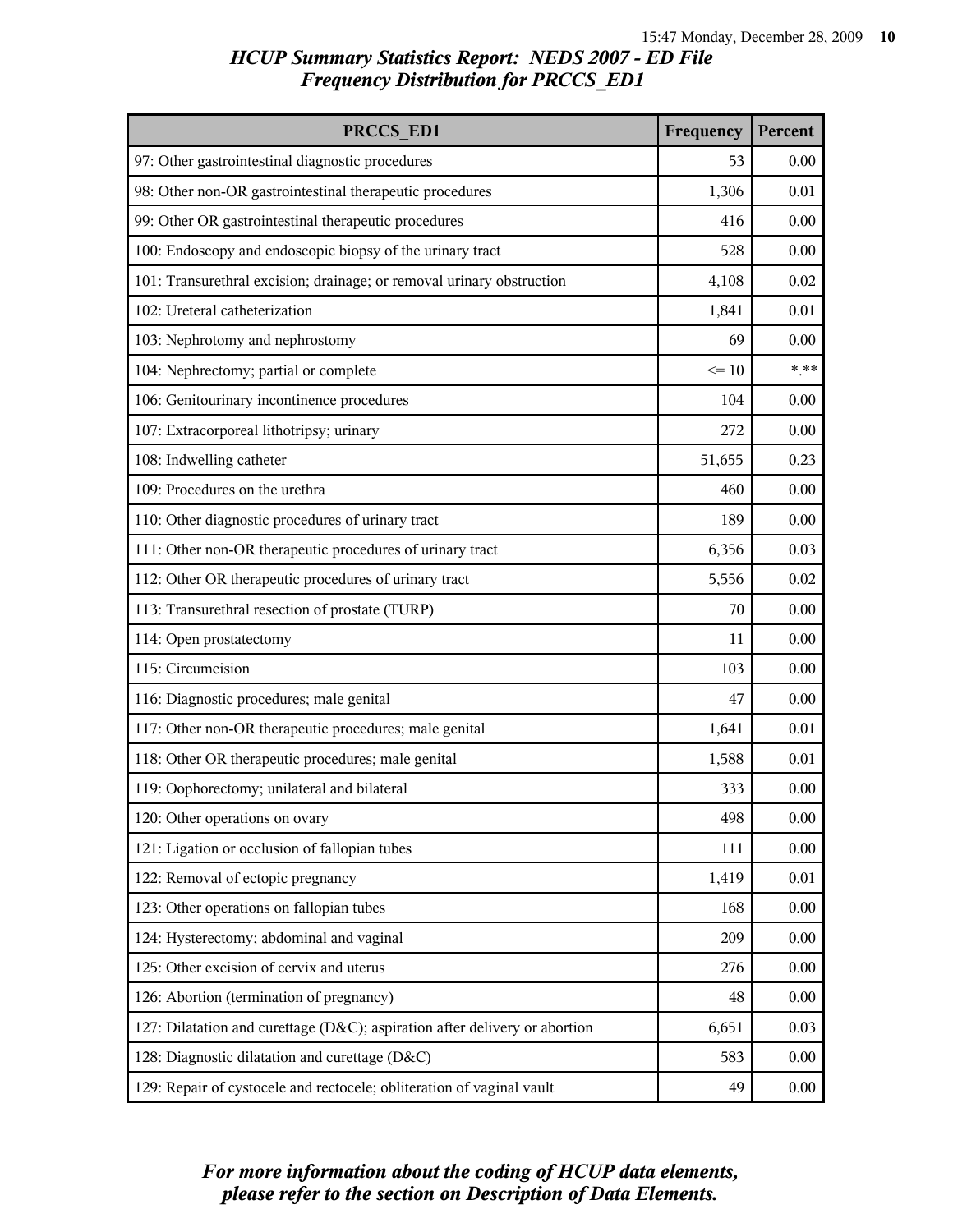# HCUP Summary Statistics Report: NEDS 2007 - ED File

## Frequency Distribution for PRCCS_ED1

| PRCCS_ED1 | Frequency | Percent |
| --- | --- | --- |
| 97: Other gastrointestinal diagnostic procedures | 53 | 0.00 |
| 98: Other non-OR gastrointestinal therapeutic procedures | 1,306 | 0.01 |
| 99: Other OR gastrointestinal therapeutic procedures | 416 | 0.00 |
| 100: Endoscopy and endoscopic biopsy of the urinary tract | 528 | 0.00 |
| 101: Transurethral excision; drainage; or removal urinary obstruction | 4,108 | 0.02 |
| 102: Ureteral catheterization | 1,841 | 0.01 |
| 103: Nephrotomy and nephrostomy | 69 | 0.00 |
| 104: Nephrectomy; partial or complete | <= 10 | *.** |
| 106: Genitourinary incontinence procedures | 104 | 0.00 |
| 107: Extracorporeal lithotripsy; urinary | 272 | 0.00 |
| 108: Indwelling catheter | 51,655 | 0.23 |
| 109: Procedures on the urethra | 460 | 0.00 |
| 110: Other diagnostic procedures of urinary tract | 189 | 0.00 |
| 111: Other non-OR therapeutic procedures of urinary tract | 6,356 | 0.03 |
| 112: Other OR therapeutic procedures of urinary tract | 5,556 | 0.02 |
| 113: Transurethral resection of prostate (TURP) | 70 | 0.00 |
| 114: Open prostatectomy | 11 | 0.00 |
| 115: Circumcision | 103 | 0.00 |
| 116: Diagnostic procedures; male genital | 47 | 0.00 |
| 117: Other non-OR therapeutic procedures; male genital | 1,641 | 0.01 |
| 118: Other OR therapeutic procedures; male genital | 1,588 | 0.01 |
| 119: Oophorectomy; unilateral and bilateral | 333 | 0.00 |
| 120: Other operations on ovary | 498 | 0.00 |
| 121: Ligation or occlusion of fallopian tubes | 111 | 0.00 |
| 122: Removal of ectopic pregnancy | 1,419 | 0.01 |
| 123: Other operations on fallopian tubes | 168 | 0.00 |
| 124: Hysterectomy; abdominal and vaginal | 209 | 0.00 |
| 125: Other excision of cervix and uterus | 276 | 0.00 |
| 126: Abortion (termination of pregnancy) | 48 | 0.00 |
| 127: Dilatation and curettage (D&C); aspiration after delivery or abortion | 6,651 | 0.03 |
| 128: Diagnostic dilatation and curettage (D&C) | 583 | 0.00 |
| 129: Repair of cystocele and rectocele; obliteration of vaginal vault | 49 | 0.00 |

*For more information about the coding of HCUP data elements, please refer to the section on Description of Data Elements.*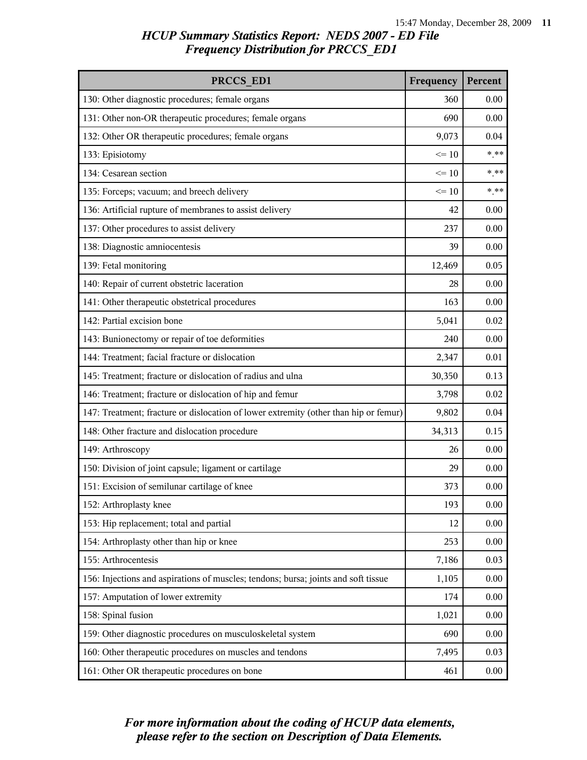## HCUP Summary Statistics Report: NEDS 2007 - ED File
## Frequency Distribution for PRCCS_ED1

| PRCCS_ED1 | Frequency | Percent |
|---|---|---|
| 130: Other diagnostic procedures; female organs | 360 | 0.00 |
| 131: Other non-OR therapeutic procedures; female organs | 690 | 0.00 |
| 132: Other OR therapeutic procedures; female organs | 9,073 | 0.04 |
| 133: Episiotomy | <= 10 | *.** |
| 134: Cesarean section | <= 10 | *.** |
| 135: Forceps; vacuum; and breech delivery | <= 10 | *.** |
| 136: Artificial rupture of membranes to assist delivery | 42 | 0.00 |
| 137: Other procedures to assist delivery | 237 | 0.00 |
| 138: Diagnostic amniocentesis | 39 | 0.00 |
| 139: Fetal monitoring | 12,469 | 0.05 |
| 140: Repair of current obstetric laceration | 28 | 0.00 |
| 141: Other therapeutic obstetrical procedures | 163 | 0.00 |
| 142: Partial excision bone | 5,041 | 0.02 |
| 143: Bunionectomy or repair of toe deformities | 240 | 0.00 |
| 144: Treatment; facial fracture or dislocation | 2,347 | 0.01 |
| 145: Treatment; fracture or dislocation of radius and ulna | 30,350 | 0.13 |
| 146: Treatment; fracture or dislocation of hip and femur | 3,798 | 0.02 |
| 147: Treatment; fracture or dislocation of lower extremity (other than hip or femur) | 9,802 | 0.04 |
| 148: Other fracture and dislocation procedure | 34,313 | 0.15 |
| 149: Arthroscopy | 26 | 0.00 |
| 150: Division of joint capsule; ligament or cartilage | 29 | 0.00 |
| 151: Excision of semilunar cartilage of knee | 373 | 0.00 |
| 152: Arthroplasty knee | 193 | 0.00 |
| 153: Hip replacement; total and partial | 12 | 0.00 |
| 154: Arthroplasty other than hip or knee | 253 | 0.00 |
| 155: Arthrocentesis | 7,186 | 0.03 |
| 156: Injections and aspirations of muscles; tendons; bursa; joints and soft tissue | 1,105 | 0.00 |
| 157: Amputation of lower extremity | 174 | 0.00 |
| 158: Spinal fusion | 1,021 | 0.00 |
| 159: Other diagnostic procedures on musculoskeletal system | 690 | 0.00 |
| 160: Other therapeutic procedures on muscles and tendons | 7,495 | 0.03 |
| 161: Other OR therapeutic procedures on bone | 461 | 0.00 |

*For more information about the coding of HCUP data elements, please refer to the section on Description of Data Elements.*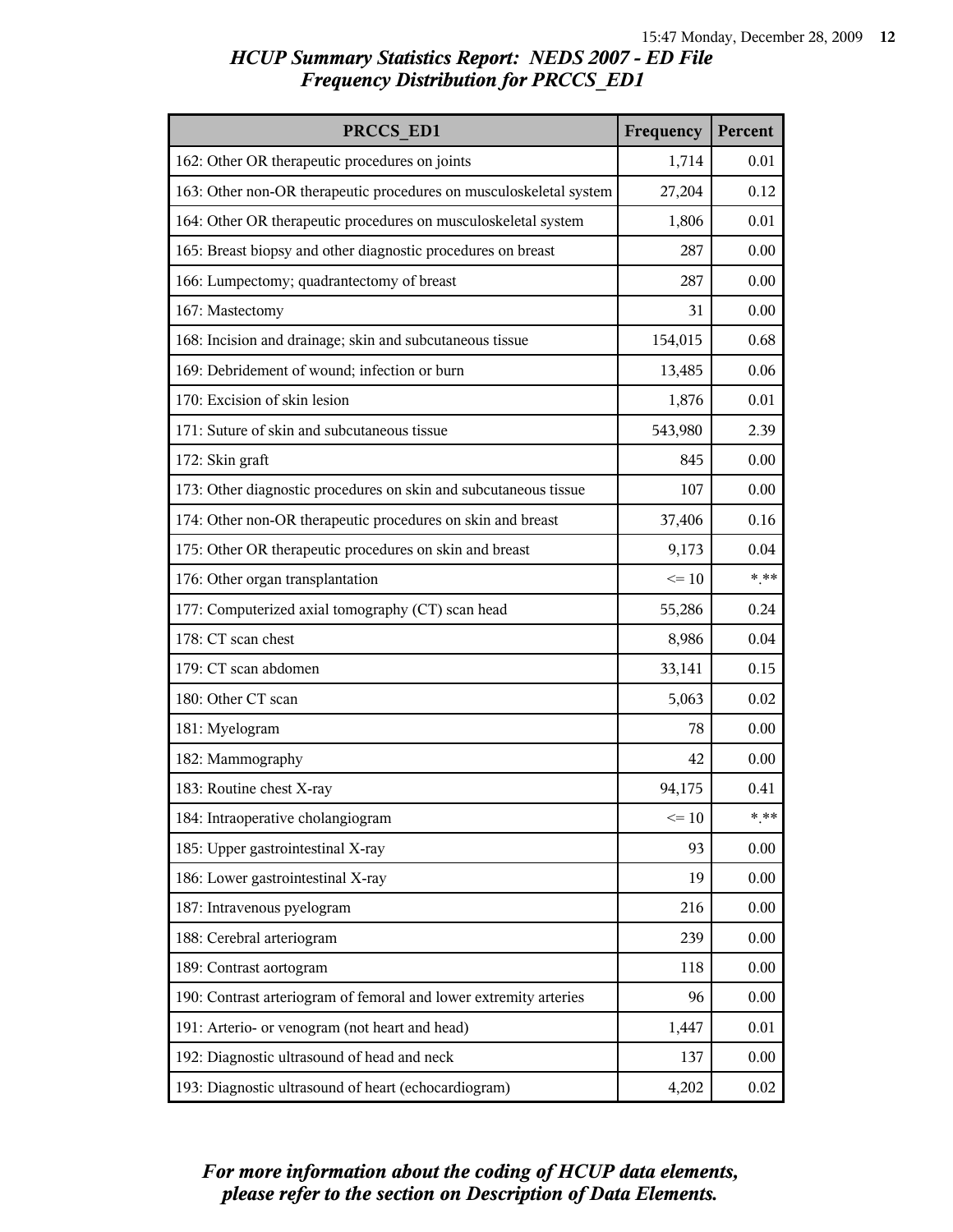## HCUP Summary Statistics Report: NEDS 2007 - ED File
## Frequency Distribution for PRCCS_ED1

| PRCCS_ED1 | Frequency | Percent |
|---|---|---|
| 162: Other OR therapeutic procedures on joints | 1,714 | 0.01 |
| 163: Other non-OR therapeutic procedures on musculoskeletal system | 27,204 | 0.12 |
| 164: Other OR therapeutic procedures on musculoskeletal system | 1,806 | 0.01 |
| 165: Breast biopsy and other diagnostic procedures on breast | 287 | 0.00 |
| 166: Lumpectomy; quadrantectomy of breast | 287 | 0.00 |
| 167: Mastectomy | 31 | 0.00 |
| 168: Incision and drainage; skin and subcutaneous tissue | 154,015 | 0.68 |
| 169: Debridement of wound; infection or burn | 13,485 | 0.06 |
| 170: Excision of skin lesion | 1,876 | 0.01 |
| 171: Suture of skin and subcutaneous tissue | 543,980 | 2.39 |
| 172: Skin graft | 845 | 0.00 |
| 173: Other diagnostic procedures on skin and subcutaneous tissue | 107 | 0.00 |
| 174: Other non-OR therapeutic procedures on skin and breast | 37,406 | 0.16 |
| 175: Other OR therapeutic procedures on skin and breast | 9,173 | 0.04 |
| 176: Other organ transplantation | <= 10 | *.** |
| 177: Computerized axial tomography (CT) scan head | 55,286 | 0.24 |
| 178: CT scan chest | 8,986 | 0.04 |
| 179: CT scan abdomen | 33,141 | 0.15 |
| 180: Other CT scan | 5,063 | 0.02 |
| 181: Myelogram | 78 | 0.00 |
| 182: Mammography | 42 | 0.00 |
| 183: Routine chest X-ray | 94,175 | 0.41 |
| 184: Intraoperative cholangiogram | <= 10 | *.** |
| 185: Upper gastrointestinal X-ray | 93 | 0.00 |
| 186: Lower gastrointestinal X-ray | 19 | 0.00 |
| 187: Intravenous pyelogram | 216 | 0.00 |
| 188: Cerebral arteriogram | 239 | 0.00 |
| 189: Contrast aortogram | 118 | 0.00 |
| 190: Contrast arteriogram of femoral and lower extremity arteries | 96 | 0.00 |
| 191: Arterio- or venogram (not heart and head) | 1,447 | 0.01 |
| 192: Diagnostic ultrasound of head and neck | 137 | 0.00 |
| 193: Diagnostic ultrasound of heart (echocardiogram) | 4,202 | 0.02 |

*For more information about the coding of HCUP data elements, please refer to the section on Description of Data Elements.*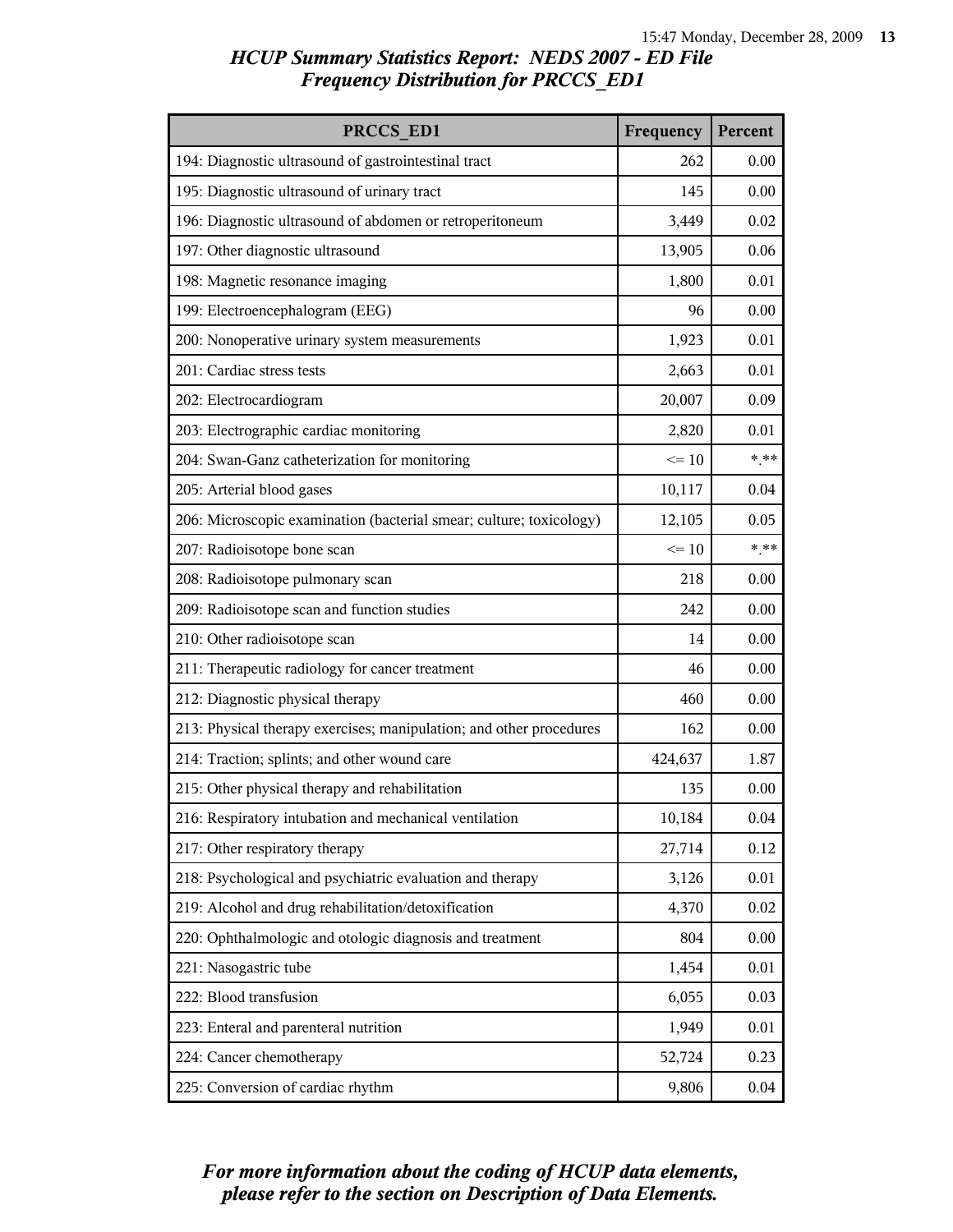# HCUP Summary Statistics Report: NEDS 2007 - ED File
## Frequency Distribution for PRCCS_ED1

| PRCCS_ED1 | Frequency | Percent |
|---|---|---|
| 194: Diagnostic ultrasound of gastrointestinal tract | 262 | 0.00 |
| 195: Diagnostic ultrasound of urinary tract | 145 | 0.00 |
| 196: Diagnostic ultrasound of abdomen or retroperitoneum | 3,449 | 0.02 |
| 197: Other diagnostic ultrasound | 13,905 | 0.06 |
| 198: Magnetic resonance imaging | 1,800 | 0.01 |
| 199: Electroencephalogram (EEG) | 96 | 0.00 |
| 200: Nonoperative urinary system measurements | 1,923 | 0.01 |
| 201: Cardiac stress tests | 2,663 | 0.01 |
| 202: Electrocardiogram | 20,007 | 0.09 |
| 203: Electrographic cardiac monitoring | 2,820 | 0.01 |
| 204: Swan-Ganz catheterization for monitoring | <= 10 | *.** |
| 205: Arterial blood gases | 10,117 | 0.04 |
| 206: Microscopic examination (bacterial smear; culture; toxicology) | 12,105 | 0.05 |
| 207: Radioisotope bone scan | <= 10 | *.** |
| 208: Radioisotope pulmonary scan | 218 | 0.00 |
| 209: Radioisotope scan and function studies | 242 | 0.00 |
| 210: Other radioisotope scan | 14 | 0.00 |
| 211: Therapeutic radiology for cancer treatment | 46 | 0.00 |
| 212: Diagnostic physical therapy | 460 | 0.00 |
| 213: Physical therapy exercises; manipulation; and other procedures | 162 | 0.00 |
| 214: Traction; splints; and other wound care | 424,637 | 1.87 |
| 215: Other physical therapy and rehabilitation | 135 | 0.00 |
| 216: Respiratory intubation and mechanical ventilation | 10,184 | 0.04 |
| 217: Other respiratory therapy | 27,714 | 0.12 |
| 218: Psychological and psychiatric evaluation and therapy | 3,126 | 0.01 |
| 219: Alcohol and drug rehabilitation/detoxification | 4,370 | 0.02 |
| 220: Ophthalmologic and otologic diagnosis and treatment | 804 | 0.00 |
| 221: Nasogastric tube | 1,454 | 0.01 |
| 222: Blood transfusion | 6,055 | 0.03 |
| 223: Enteral and parenteral nutrition | 1,949 | 0.01 |
| 224: Cancer chemotherapy | 52,724 | 0.23 |
| 225: Conversion of cardiac rhythm | 9,806 | 0.04 |

*For more information about the coding of HCUP data elements, please refer to the section on Description of Data Elements.*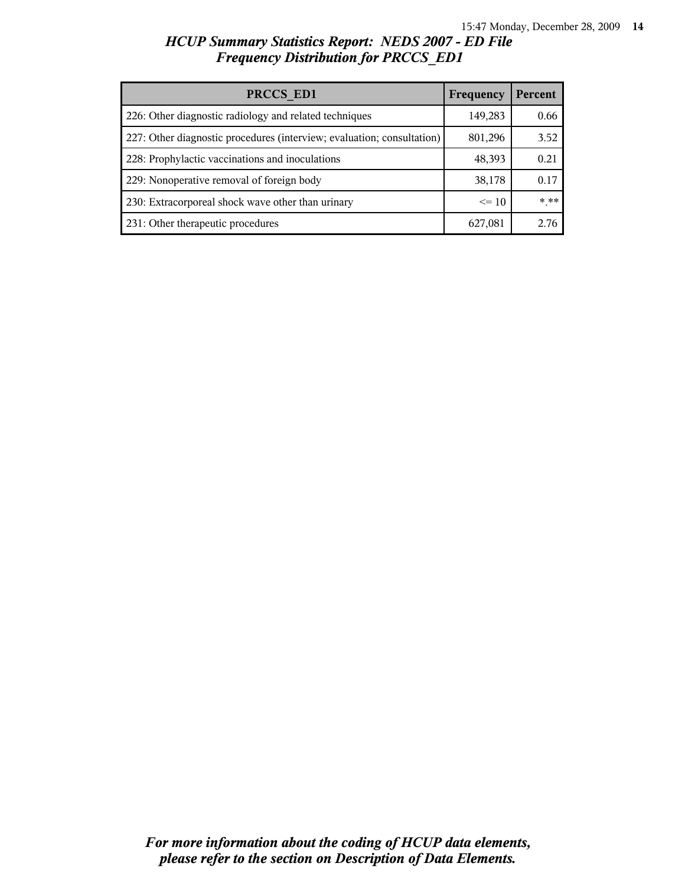*HCUP Summary Statistics Report: NEDS 2007 - ED File*
*Frequency Distribution for PRCCS_ED1*

| PRCCS_ED1 | Frequency | Percent |
|---|---|---|
| 226: Other diagnostic radiology and related techniques | 149,283 | 0.66 |
| 227: Other diagnostic procedures (interview; evaluation; consultation) | 801,296 | 3.52 |
| 228: Prophylactic vaccinations and inoculations | 48,393 | 0.21 |
| 229: Nonoperative removal of foreign body | 38,178 | 0.17 |
| 230: Extracorporeal shock wave other than urinary | <= 10 | *.** |
| 231: Other therapeutic procedures | 627,081 | 2.76 |

***For more information about the coding of HCUP data elements, please refer to the section on Description of Data Elements.***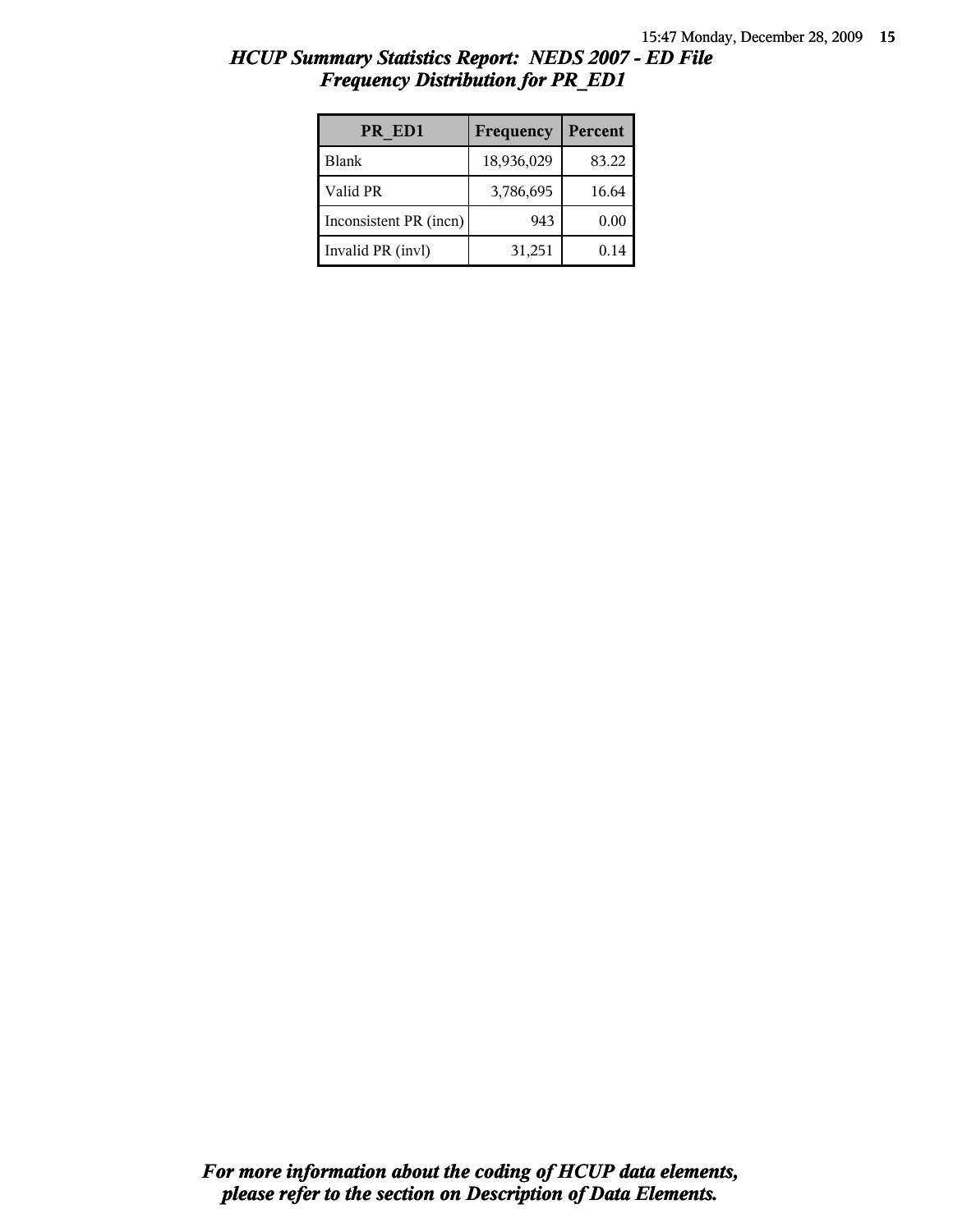## *HCUP Summary Statistics Report: NEDS 2007 - ED File*
## *Frequency Distribution for PR_ED1*

| PR_ED1 | Frequency | Percent |
|---|---|---|
| Blank | 18,936,029 | 83.22 |
| Valid PR | 3,786,695 | 16.64 |
| Inconsistent PR (incn) | 943 | 0.00 |
| Invalid PR (invl) | 31,251 | 0.14 |

***For more information about the coding of HCUP data elements, please refer to the section on Description of Data Elements.***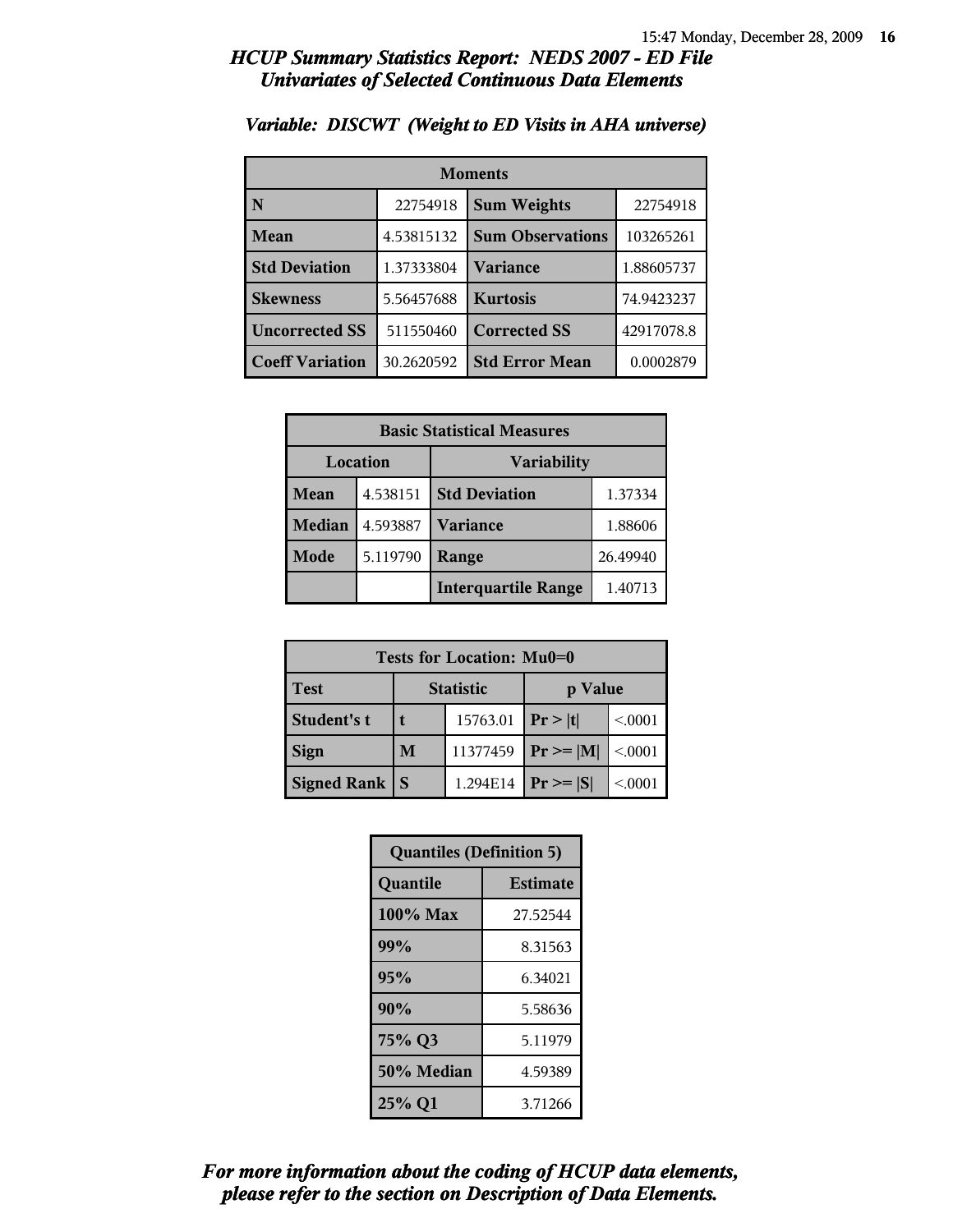## HCUP Summary Statistics Report: NEDS 2007 - ED File
## Univariates of Selected Continuous Data Elements

### Variable: DISCWT (Weight to ED Visits in AHA universe)

| Moments | | | |
|---|---|---|---|
| N | 22754918 | Sum Weights | 22754918 |
| Mean | 4.53815132 | Sum Observations | 103265261 |
| Std Deviation | 1.37333804 | Variance | 1.88605737 |
| Skewness | 5.56457688 | Kurtosis | 74.9423237 |
| Uncorrected SS | 511550460 | Corrected SS | 42917078.8 |
| Coeff Variation | 30.2620592 | Std Error Mean | 0.0002879 |

| Basic Statistical Measures | | | |
|---|---|---|---|
| Location | | Variability | |
| Mean | 4.538151 | Std Deviation | 1.37334 |
| Median | 4.593887 | Variance | 1.88606 |
| Mode | 5.119790 | Range | 26.49940 |
| | | Interquartile Range | 1.40713 |

| Tests for Location: Mu0=0 | | | | |
|---|---|---|---|---|
| Test | Statistic | | p Value | |
| Student's t | t | 15763.01 | Pr > \|t\| | <.0001 |
| Sign | M | 11377459 | Pr >= \|M\| | <.0001 |
| Signed Rank | S | 1.294E14 | Pr >= \|S\| | <.0001 |

| Quantiles (Definition 5) | |
|---|---|
| Quantile | Estimate |
| 100% Max | 27.52544 |
| 99% | 8.31563 |
| 95% | 6.34021 |
| 90% | 5.58636 |
| 75% Q3 | 5.11979 |
| 50% Median | 4.59389 |
| 25% Q1 | 3.71266 |

*For more information about the coding of HCUP data elements, please refer to the section on Description of Data Elements.*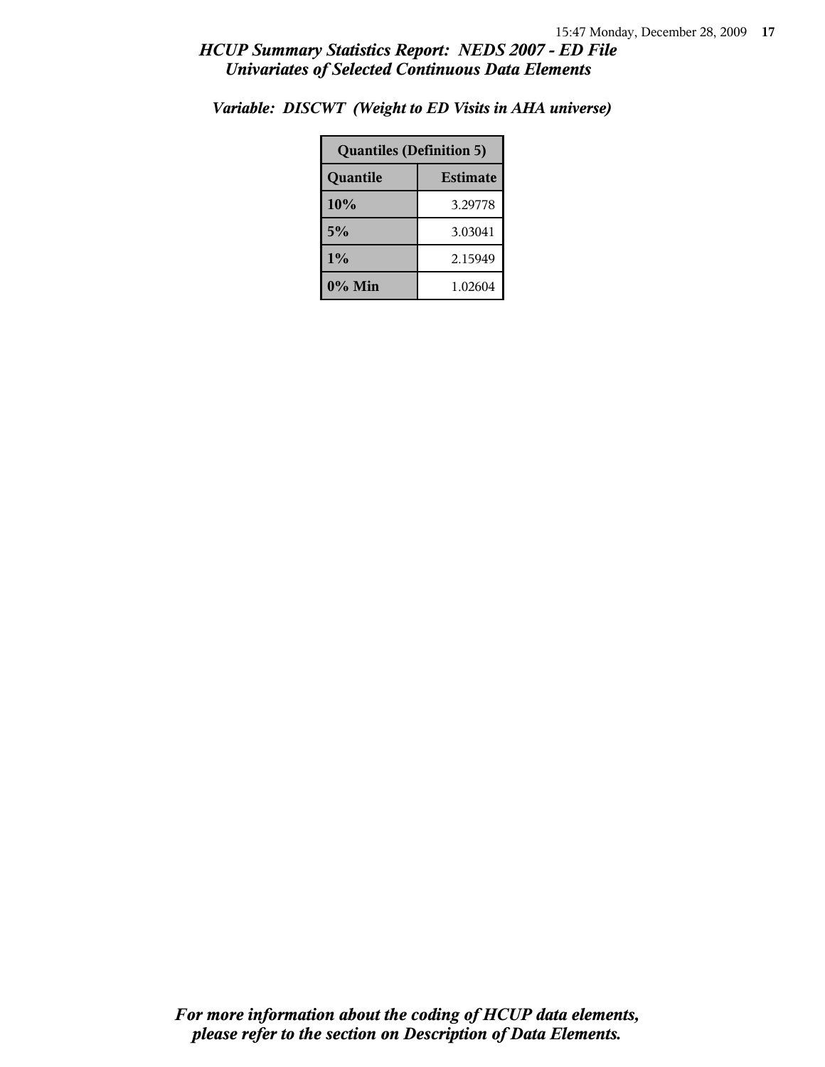## *HCUP Summary Statistics Report: NEDS 2007 - ED File*
## *Univariates of Selected Continuous Data Elements*

### *Variable: DISCWT (Weight to ED Visits in AHA universe)*

| Quantiles (Definition 5) | |
|---|---|
| **Quantile** | **Estimate** |
| **10%** | 3.29778 |
| **5%** | 3.03041 |
| **1%** | 2.15949 |
| **0% Min** | 1.02604 |

***For more information about the coding of HCUP data elements, please refer to the section on Description of Data Elements.***